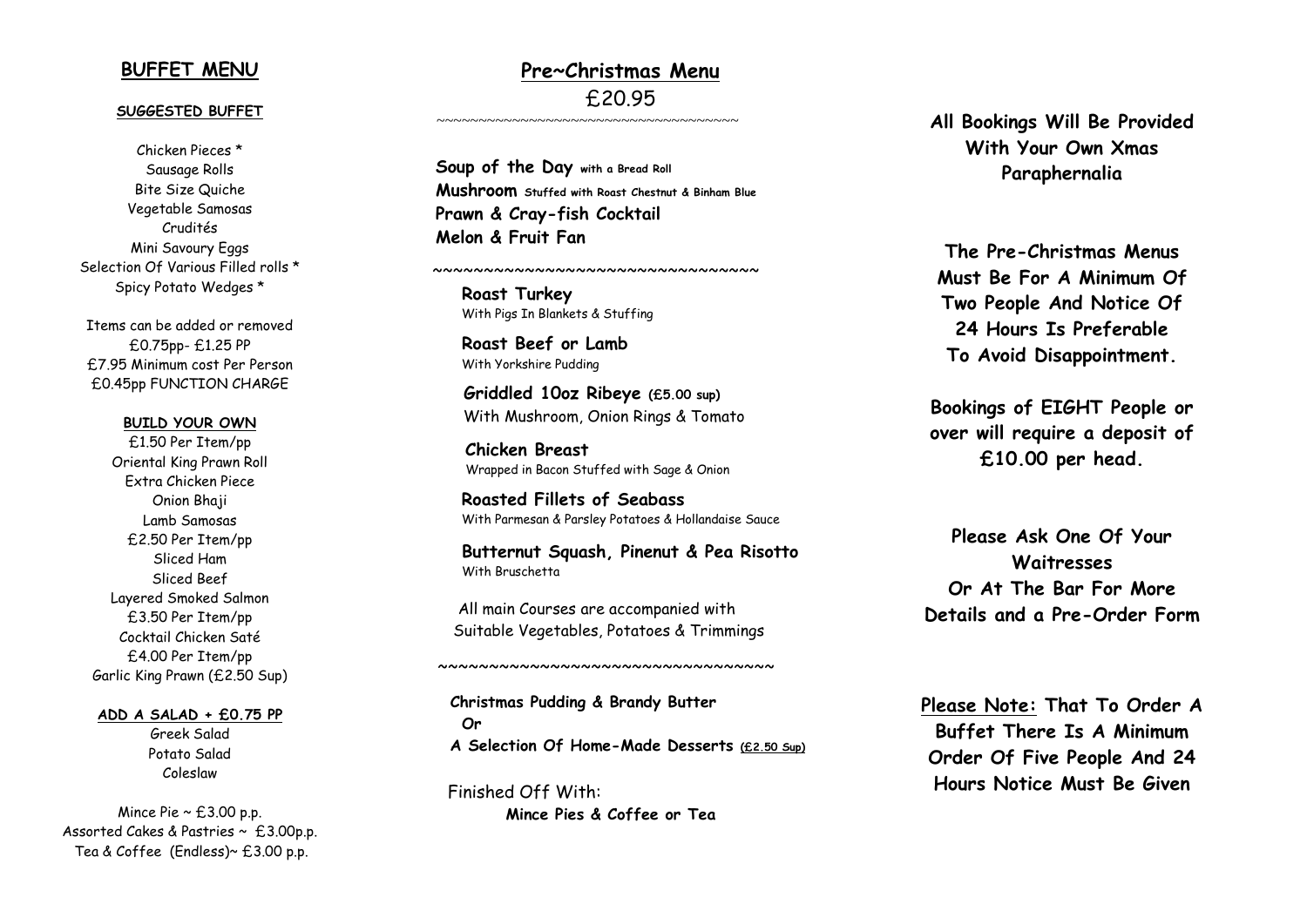## BUFFET MENU

**SUGGESTED BUFFET**

Chicken Pieces *
Sausage Rolls
Bite Size Quiche
Vegetable Samosas
Crudités
Mini Savoury Eggs
Selection Of Various Filled rolls *
Spicy Potato Wedges *

Items can be added or removed
£0.75pp- £1.25 PP
£7.95 Minimum cost Per Person
£0.45pp FUNCTION CHARGE

**BUILD YOUR OWN**

£1.50 Per Item/pp
Oriental King Prawn Roll
Extra Chicken Piece
Onion Bhaji
Lamb Samosas
£2.50 Per Item/pp
Sliced Ham
Sliced Beef
Layered Smoked Salmon
£3.50 Per Item/pp
Cocktail Chicken Saté
£4.00 Per Item/pp
Garlic King Prawn (£2.50 Sup)

**ADD A SALAD + £0.75 PP**

Greek Salad
Potato Salad
Coleslaw

Mince Pie ~ £3.00 p.p.
Assorted Cakes & Pastries ~ £3.00p.p.
Tea & Coffee (Endless)~ £3.00 p.p.

## Pre~Christmas Menu

£20.95

~~~~~~~~~~~~~~~~~~~~~~~~~~~~~~~~~~~~

**Soup of the Day** with a Bread Roll
**Mushroom** Stuffed with Roast Chestnut & Binham Blue
**Prawn & Cray-fish Cocktail**
**Melon & Fruit Fan**

~~~~~~~~~~~~~~~~~~~~~~~~~~~~~~~~~~

**Roast Turkey**
With Pigs In Blankets & Stuffing

**Roast Beef or Lamb**
With Yorkshire Pudding

**Griddled 10oz Ribeye (£5.00 sup)**
With Mushroom, Onion Rings & Tomato

**Chicken Breast**
Wrapped in Bacon Stuffed with Sage & Onion

**Roasted Fillets of Seabass**
With Parmesan & Parsley Potatoes & Hollandaise Sauce

**Butternut Squash, Pinenut & Pea Risotto**
With Bruschetta

All main Courses are accompanied with
Suitable Vegetables, Potatoes & Trimmings

~~~~~~~~~~~~~~~~~~~~~~~~~~~~~~~~~~

**Christmas Pudding & Brandy Butter**
**Or**
**A Selection Of Home-Made Desserts (£2.50 Sup)**

Finished Off With:
**Mince Pies & Coffee or Tea**

**All Bookings Will Be Provided With Your Own Xmas Paraphernalia**

**The Pre-Christmas Menus Must Be For A Minimum Of Two People And Notice Of 24 Hours Is Preferable To Avoid Disappointment.**

**Bookings of EIGHT People or over will require a deposit of £10.00 per head.**

**Please Ask One Of Your Waitresses Or At The Bar For More Details and a Pre-Order Form**

**Please Note: That To Order A Buffet There Is A Minimum Order Of Five People And 24 Hours Notice Must Be Given**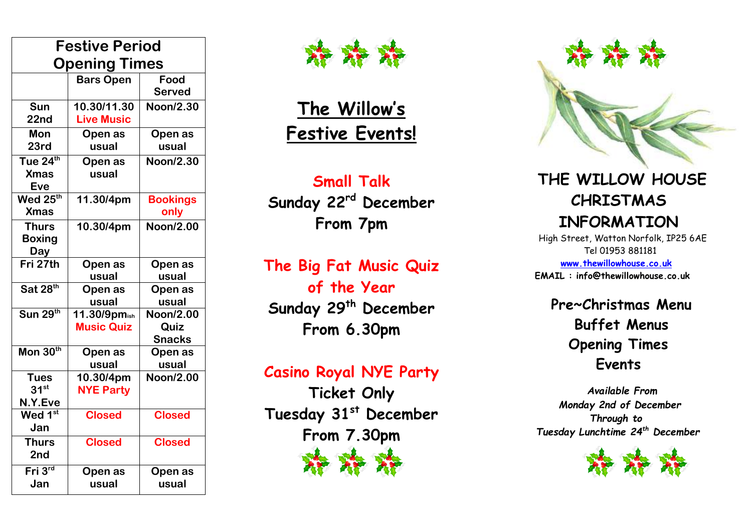## Festive Period Opening Times

| | Bars Open | Food Served |
|---|---|---|
| Sun 22nd | 10.30/11.30 Live Music | Noon/2.30 |
| Mon 23rd | Open as usual | Open as usual |
| Tue 24th Xmas Eve | Open as usual | Noon/2.30 |
| Wed 25th Xmas | 11.30/4pm | Bookings only |
| Thurs Boxing Day | 10.30/4pm | Noon/2.00 |
| Fri 27th | Open as usual | Open as usual |
| Sat 28th | Open as usual | Open as usual |
| Sun 29th | 11.30/9pmish Music Quiz | Noon/2.00 Quiz Snacks |
| Mon 30th | Open as usual | Open as usual |
| Tues 31st N.Y.Eve | 10.30/4pm NYE Party | Noon/2.00 |
| Wed 1st Jan | Closed | Closed |
| Thurs 2nd | Closed | Closed |
| Fri 3rd Jan | Open as usual | Open as usual |

# The Willow's Festive Events!

**Small Talk**
**Sunday 22nd December**
**From 7pm**

**The Big Fat Music Quiz of the Year**
**Sunday 29th December**
**From 6.30pm**

**Casino Royal NYE Party**
**Ticket Only**
**Tuesday 31st December**
**From 7.30pm**

# THE WILLOW HOUSE CHRISTMAS INFORMATION

High Street, Watton Norfolk, IP25 6AE
Tel 01953 881181
www.thewillowhouse.co.uk
EMAIL : info@thewillowhouse.co.uk

**Pre~Christmas Menu**
**Buffet Menus**
**Opening Times**
**Events**

*Available From*
*Monday 2nd of December*
*Through to*
*Tuesday Lunchtime 24th December*